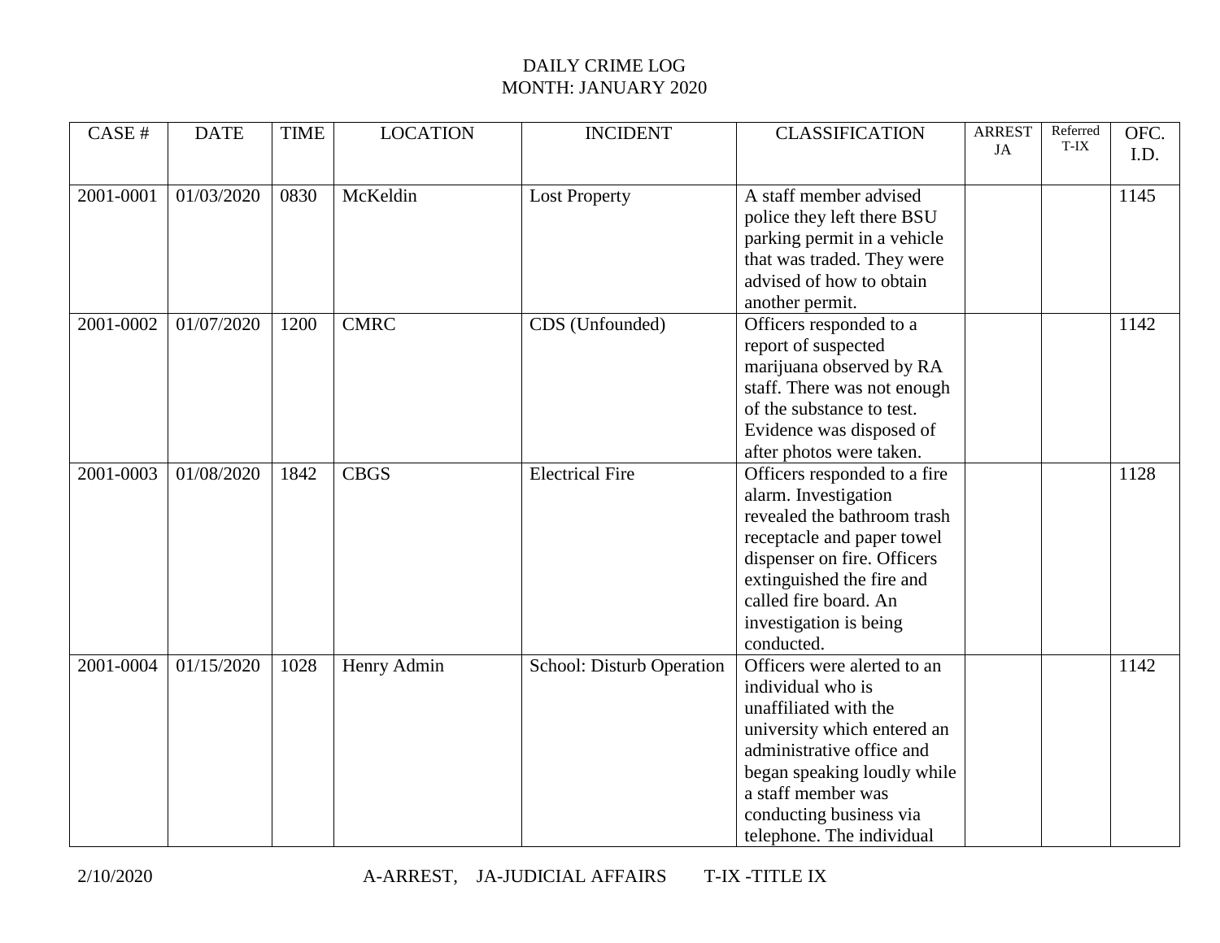# DAILY CRIME LOG
## MONTH: JANUARY 2020

| CASE # | DATE | TIME | LOCATION | INCIDENT | CLASSIFICATION | ARREST JA | Referred T-IX | OFC. I.D. |
|---|---|---|---|---|---|---|---|---|
| 2001-0001 | 01/03/2020 | 0830 | McKeldin | Lost Property | A staff member advised police they left there BSU parking permit in a vehicle that was traded. They were advised of how to obtain another permit. | | | 1145 |
| 2001-0002 | 01/07/2020 | 1200 | CMRC | CDS (Unfounded) | Officers responded to a report of suspected marijuana observed by RA staff. There was not enough of the substance to test. Evidence was disposed of after photos were taken. | | | 1142 |
| 2001-0003 | 01/08/2020 | 1842 | CBGS | Electrical Fire | Officers responded to a fire alarm. Investigation revealed the bathroom trash receptacle and paper towel dispenser on fire. Officers extinguished the fire and called fire board. An investigation is being conducted. | | | 1128 |
| 2001-0004 | 01/15/2020 | 1028 | Henry Admin | School: Disturb Operation | Officers were alerted to an individual who is unaffiliated with the university which entered an administrative office and began speaking loudly while a staff member was conducting business via telephone. The individual | | | 1142 |

2/10/2020 A-ARREST, JA-JUDICIAL AFFAIRS T-IX -TITLE IX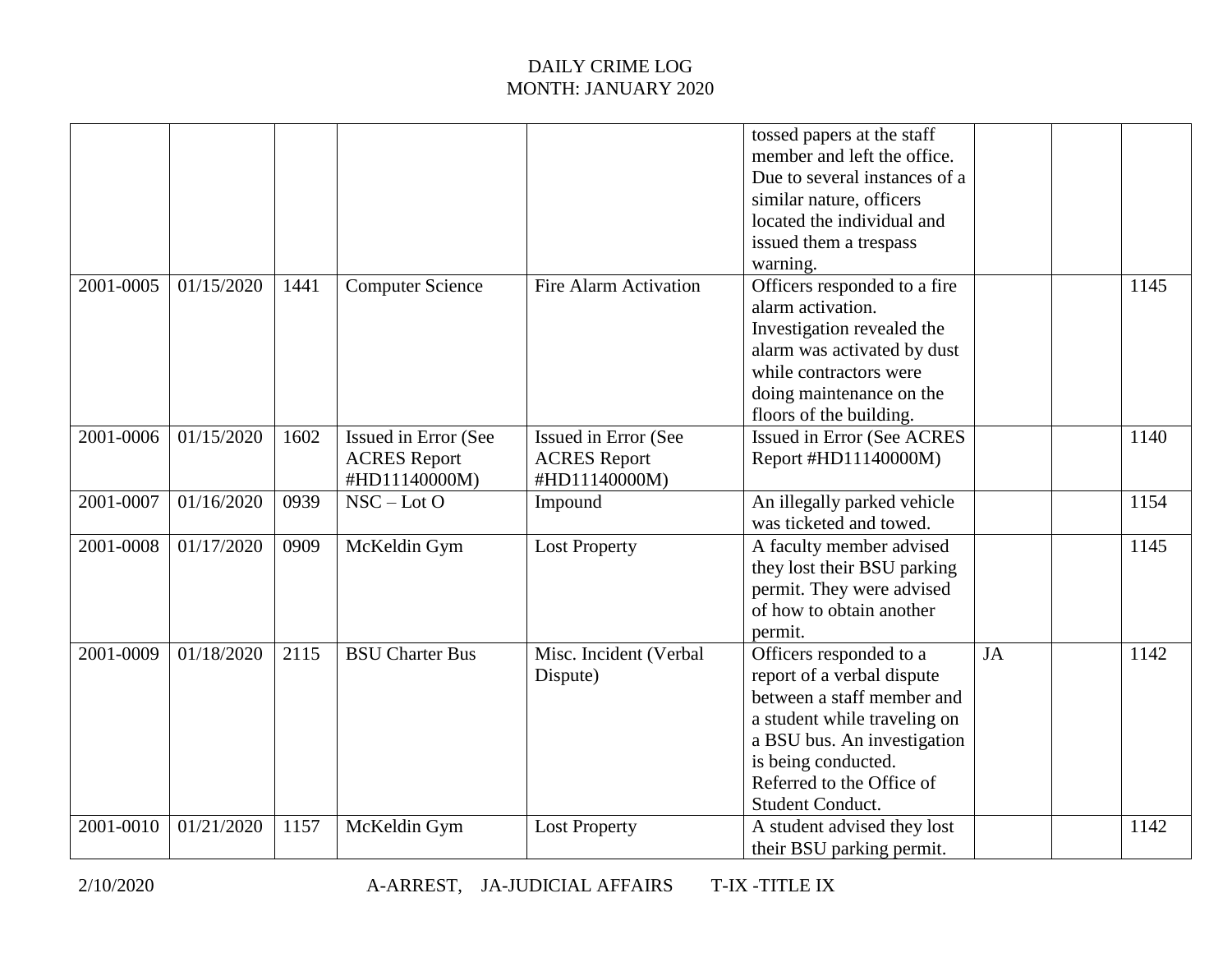# DAILY CRIME LOG
## MONTH: JANUARY 2020

| | | | | | | | | |
|---|---|---|---|---|---|---|---|---|
| | | | | | tossed papers at the staff member and left the office. Due to several instances of a similar nature, officers located the individual and issued them a trespass warning. | | | |
| 2001-0005 | 01/15/2020 | 1441 | Computer Science | Fire Alarm Activation | Officers responded to a fire alarm activation. Investigation revealed the alarm was activated by dust while contractors were doing maintenance on the floors of the building. | | | 1145 |
| 2001-0006 | 01/15/2020 | 1602 | Issued in Error (See ACRES Report #HD11140000M) | Issued in Error (See ACRES Report #HD11140000M) | Issued in Error (See ACRES Report #HD11140000M) | | | 1140 |
| 2001-0007 | 01/16/2020 | 0939 | NSC – Lot O | Impound | An illegally parked vehicle was ticketed and towed. | | | 1154 |
| 2001-0008 | 01/17/2020 | 0909 | McKeldin Gym | Lost Property | A faculty member advised they lost their BSU parking permit. They were advised of how to obtain another permit. | | | 1145 |
| 2001-0009 | 01/18/2020 | 2115 | BSU Charter Bus | Misc. Incident (Verbal Dispute) | Officers responded to a report of a verbal dispute between a staff member and a student while traveling on a BSU bus. An investigation is being conducted. Referred to the Office of Student Conduct. | JA | | 1142 |
| 2001-0010 | 01/21/2020 | 1157 | McKeldin Gym | Lost Property | A student advised they lost their BSU parking permit. | | | 1142 |

2/10/2020 A-ARREST, JA-JUDICIAL AFFAIRS T-IX -TITLE IX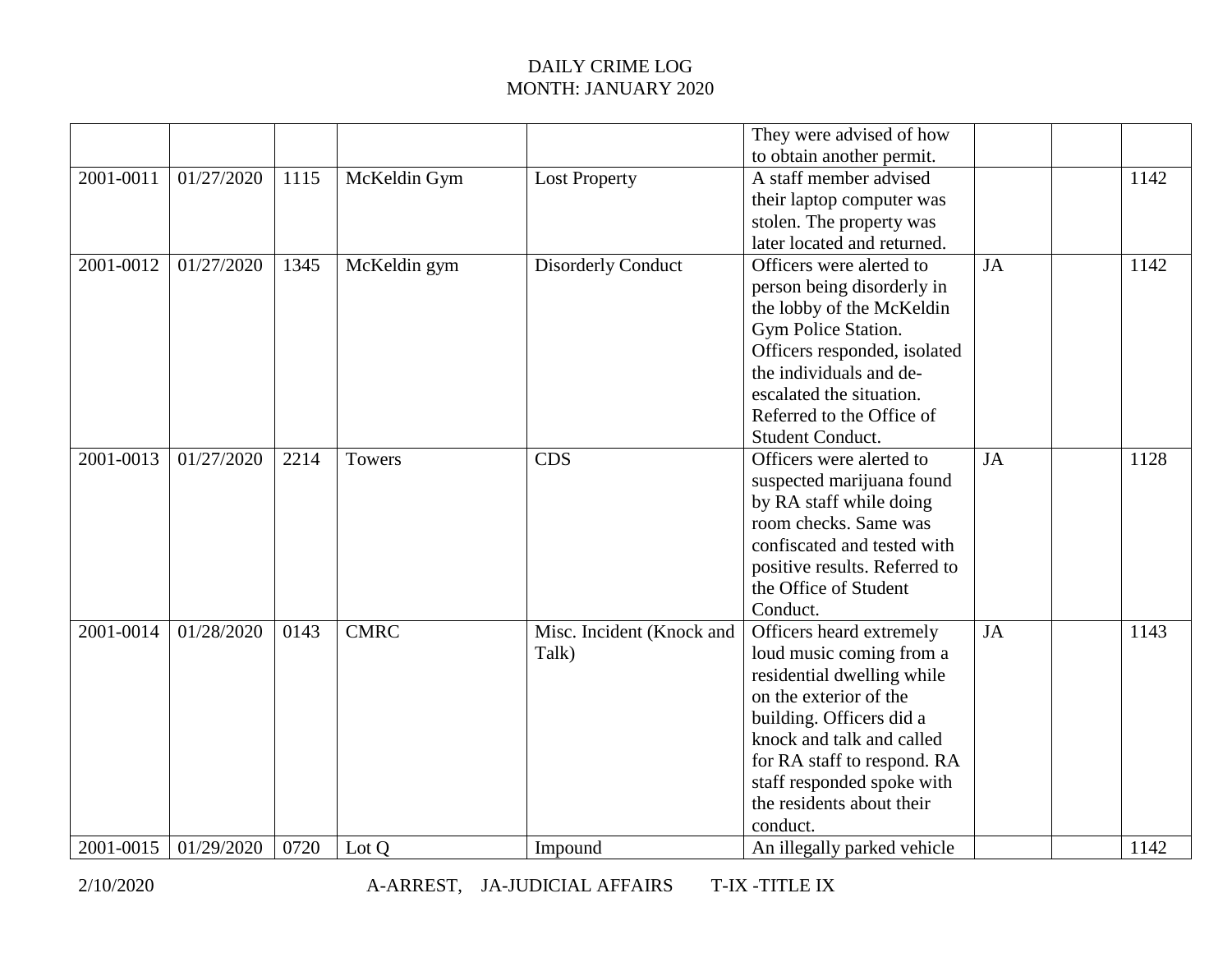# DAILY CRIME LOG
## MONTH: JANUARY 2020

| | | | | | | | | |
|---|---|---|---|---|---|---|---|---|
| | | | | | They were advised of how to obtain another permit. | | | |
| 2001-0011 | 01/27/2020 | 1115 | McKeldin Gym | Lost Property | A staff member advised their laptop computer was stolen. The property was later located and returned. | | | 1142 |
| 2001-0012 | 01/27/2020 | 1345 | McKeldin gym | Disorderly Conduct | Officers were alerted to person being disorderly in the lobby of the McKeldin Gym Police Station. Officers responded, isolated the individuals and de-escalated the situation. Referred to the Office of Student Conduct. | JA | | 1142 |
| 2001-0013 | 01/27/2020 | 2214 | Towers | CDS | Officers were alerted to suspected marijuana found by RA staff while doing room checks. Same was confiscated and tested with positive results. Referred to the Office of Student Conduct. | JA | | 1128 |
| 2001-0014 | 01/28/2020 | 0143 | CMRC | Misc. Incident (Knock and Talk) | Officers heard extremely loud music coming from a residential dwelling while on the exterior of the building. Officers did a knock and talk and called for RA staff to respond. RA staff responded spoke with the residents about their conduct. | JA | | 1143 |
| 2001-0015 | 01/29/2020 | 0720 | Lot Q | Impound | An illegally parked vehicle | | | 1142 |

2/10/2020 A-ARREST, JA-JUDICIAL AFFAIRS T-IX -TITLE IX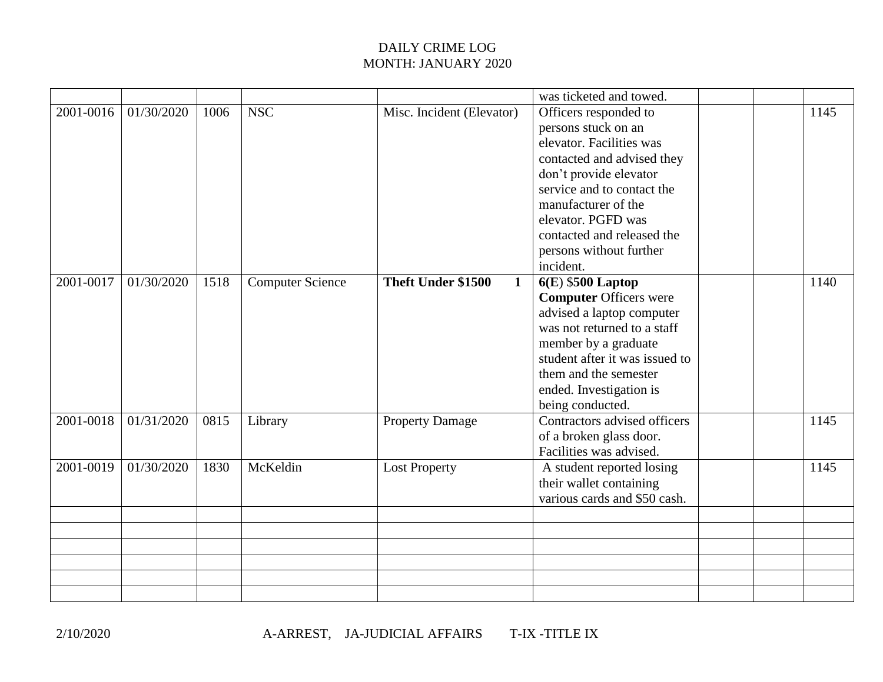DAILY CRIME LOG
MONTH: JANUARY 2020

| | | | | | | | | |
|---|---|---|---|---|---|---|---|---|
| | | | | | was ticketed and towed. | | | |
| 2001-0016 | 01/30/2020 | 1006 | NSC | Misc. Incident (Elevator) | Officers responded to persons stuck on an elevator. Facilities was contacted and advised they don't provide elevator service and to contact the manufacturer of the elevator. PGFD was contacted and released the persons without further incident. | | | 1145 |
| 2001-0017 | 01/30/2020 | 1518 | Computer Science | **Theft Under $1500 1** | **6(E)** $**500 Laptop Computer** Officers were advised a laptop computer was not returned to a staff member by a graduate student after it was issued to them and the semester ended. Investigation is being conducted. | | | 1140 |
| 2001-0018 | 01/31/2020 | 0815 | Library | Property Damage | Contractors advised officers of a broken glass door. Facilities was advised. | | | 1145 |
| 2001-0019 | 01/30/2020 | 1830 | McKeldin | Lost Property | A student reported losing their wallet containing various cards and $50 cash. | | | 1145 |
| | | | | | | | | |
| | | | | | | | | |
| | | | | | | | | |
| | | | | | | | | |
| | | | | | | | | |
| | | | | | | | | |

2/10/2020 A-ARREST, JA-JUDICIAL AFFAIRS T-IX -TITLE IX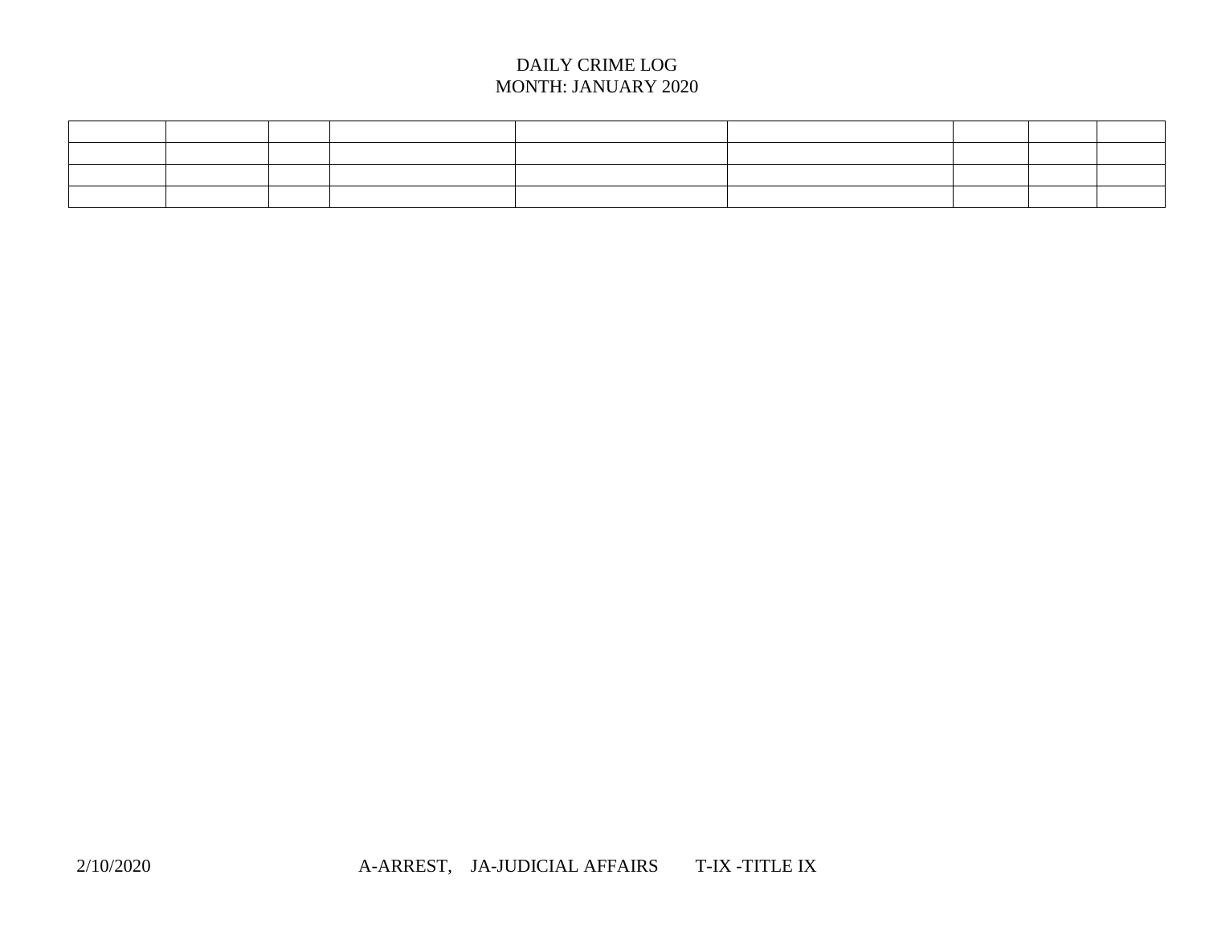DAILY CRIME LOG

MONTH: JANUARY 2020

| | | | | | | | | |
|---|---|---|---|---|---|---|---|---|
| | | | | | | | | |
| | | | | | | | | |
| | | | | | | | | |